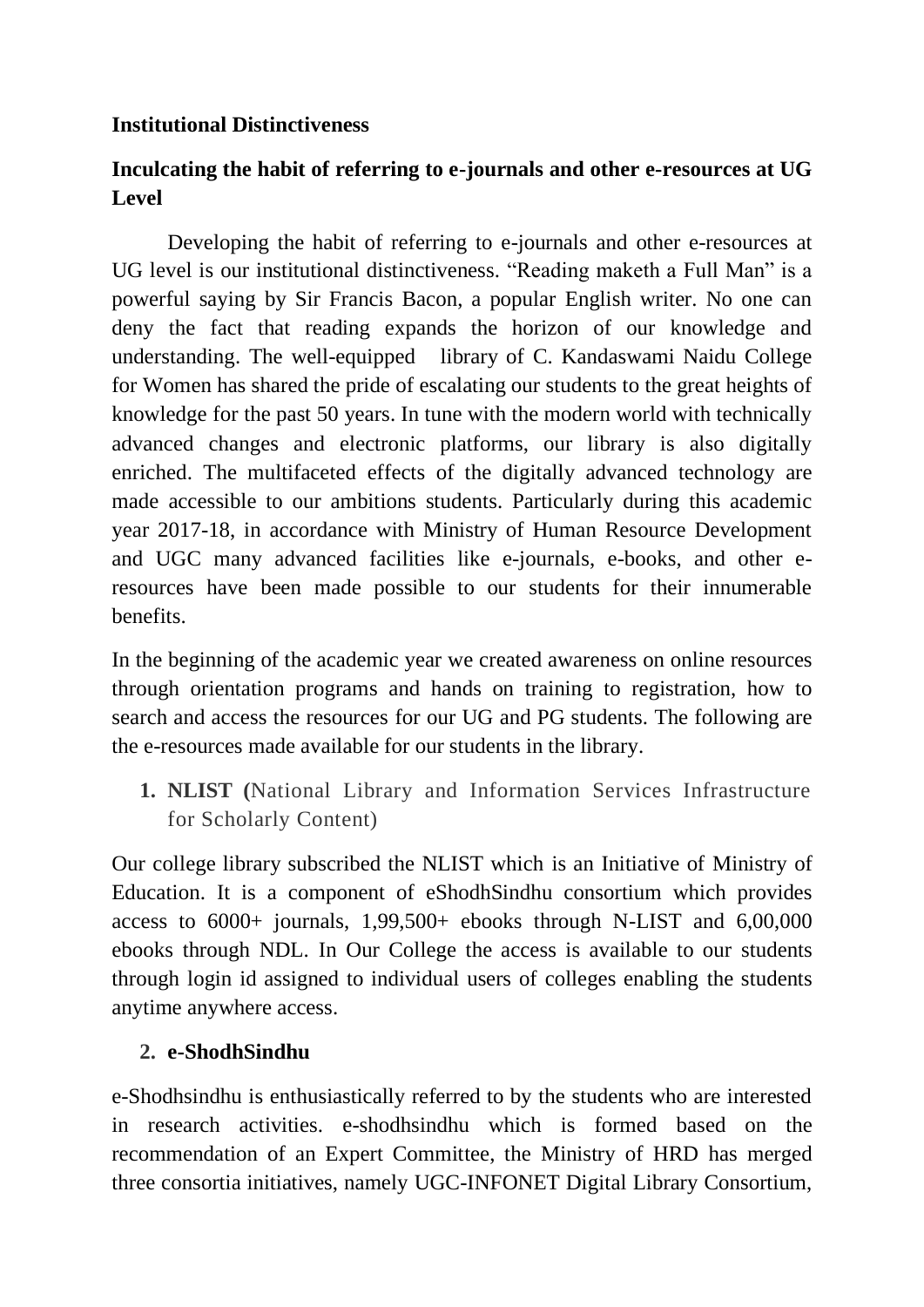**Institutional Distinctiveness**

**Inculcating the habit of referring to e-journals and other e-resources at UG Level**

Developing the habit of referring to e-journals and other e-resources at UG level is our institutional distinctiveness. “Reading maketh a Full Man” is a powerful saying by Sir Francis Bacon, a popular English writer. No one can deny the fact that reading expands the horizon of our knowledge and understanding. The well-equipped library of C. Kandaswami Naidu College for Women has shared the pride of escalating our students to the great heights of knowledge for the past 50 years. In tune with the modern world with technically advanced changes and electronic platforms, our library is also digitally enriched. The multifaceted effects of the digitally advanced technology are made accessible to our ambitions students. Particularly during this academic year 2017-18, in accordance with Ministry of Human Resource Development and UGC many advanced facilities like e-journals, e-books, and other e-resources have been made possible to our students for their innumerable benefits.

In the beginning of the academic year we created awareness on online resources through orientation programs and hands on training to registration, how to search and access the resources for our UG and PG students. The following are the e-resources made available for our students in the library.

1. **NLIST (**National Library and Information Services Infrastructure for Scholarly Content)

Our college library subscribed the NLIST which is an Initiative of Ministry of Education. It is a component of eShodhSindhu consortium which provides access to 6000+ journals, 1,99,500+ ebooks through N-LIST and 6,00,000 ebooks through NDL. In Our College the access is available to our students through login id assigned to individual users of colleges enabling the students anytime anywhere access.

2. **e-ShodhSindhu**

e-Shodhsindhu is enthusiastically referred to by the students who are interested in research activities. e-shodhsindhu which is formed based on the recommendation of an Expert Committee, the Ministry of HRD has merged three consortia initiatives, namely UGC-INFONET Digital Library Consortium,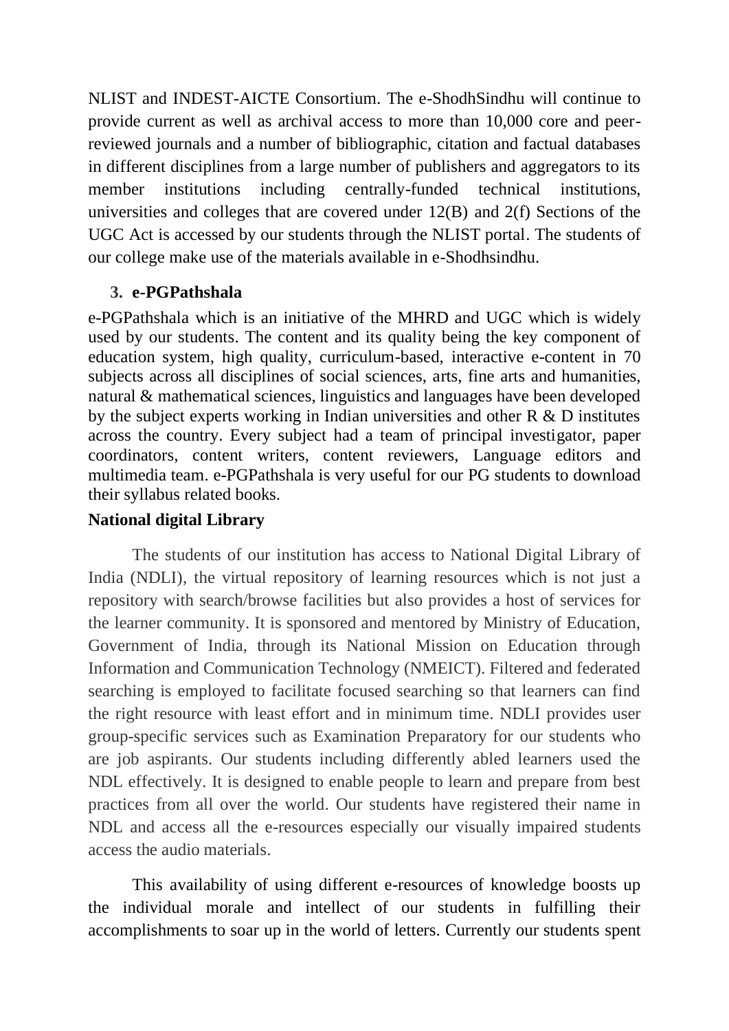NLIST and INDEST-AICTE Consortium. The e-ShodhSindhu will continue to provide current as well as archival access to more than 10,000 core and peer-reviewed journals and a number of bibliographic, citation and factual databases in different disciplines from a large number of publishers and aggregators to its member institutions including centrally-funded technical institutions, universities and colleges that are covered under 12(B) and 2(f) Sections of the UGC Act is accessed by our students through the NLIST portal. The students of our college make use of the materials available in e-Shodhsindhu.

3. **e-PGPathshala**

e-PGPathshala which is an initiative of the MHRD and UGC which is widely used by our students. The content and its quality being the key component of education system, high quality, curriculum-based, interactive e-content in 70 subjects across all disciplines of social sciences, arts, fine arts and humanities, natural & mathematical sciences, linguistics and languages have been developed by the subject experts working in Indian universities and other R & D institutes across the country. Every subject had a team of principal investigator, paper coordinators, content writers, content reviewers, Language editors and multimedia team. e-PGPathshala is very useful for our PG students to download their syllabus related books.

**National digital Library**

The students of our institution has access to National Digital Library of India (NDLI), the virtual repository of learning resources which is not just a repository with search/browse facilities but also provides a host of services for the learner community. It is sponsored and mentored by Ministry of Education, Government of India, through its National Mission on Education through Information and Communication Technology (NMEICT). Filtered and federated searching is employed to facilitate focused searching so that learners can find the right resource with least effort and in minimum time. NDLI provides user group-specific services such as Examination Preparatory for our students who are job aspirants. Our students including differently abled learners used the NDL effectively. It is designed to enable people to learn and prepare from best practices from all over the world. Our students have registered their name in NDL and access all the e-resources especially our visually impaired students access the audio materials.

This availability of using different e-resources of knowledge boosts up the individual morale and intellect of our students in fulfilling their accomplishments to soar up in the world of letters. Currently our students spent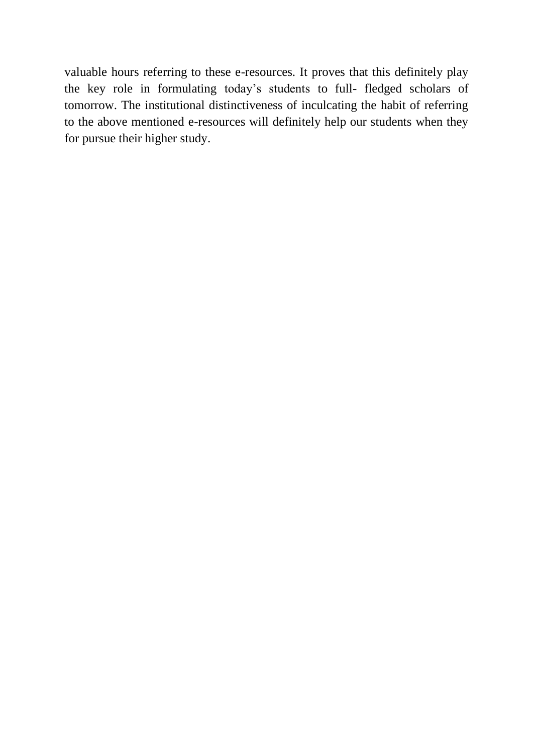valuable hours referring to these e-resources. It proves that this definitely play the key role in formulating today's students to full- fledged scholars of tomorrow. The institutional distinctiveness of inculcating the habit of referring to the above mentioned e-resources will definitely help our students when they for pursue their higher study.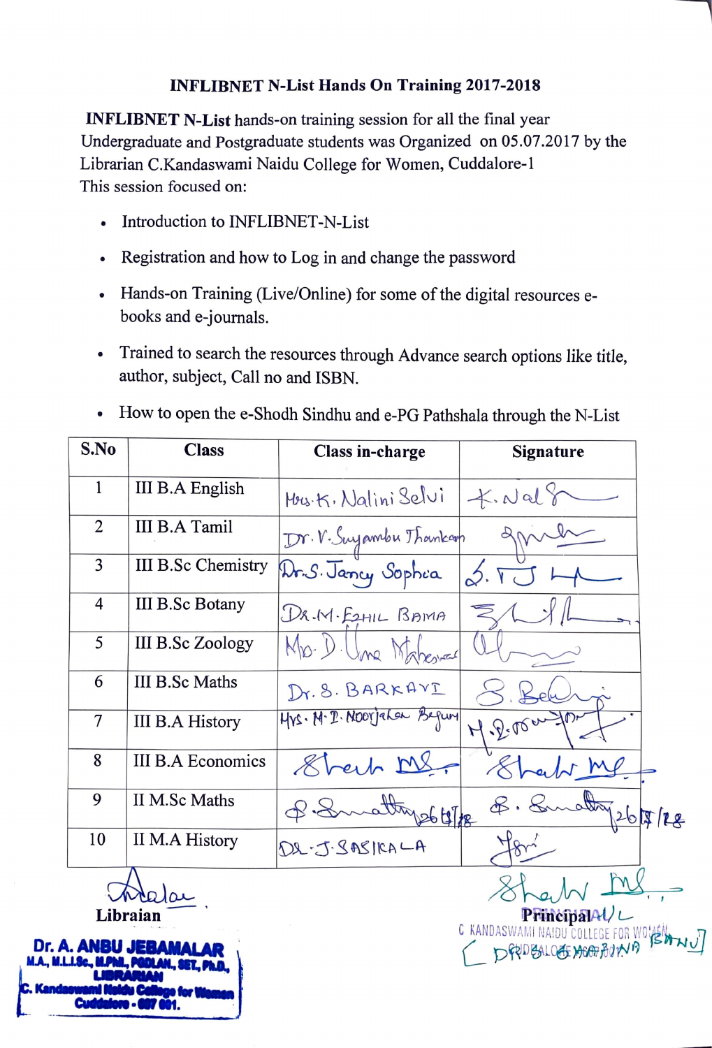## INFLIBNET N-List Hands On Training 2017-2018

**INFLIBNET N-List** hands-on training session for all the final year Undergraduate and Postgraduate students was Organized on 05.07.2017 by the Librarian C.Kandaswami Naidu College for Women, Cuddalore-1

This session focused on:

- Introduction to INFLIBNET-N-List
- Registration and how to Log in and change the password
- Hands-on Training (Live/Online) for some of the digital resources e-books and e-journals.
- Trained to search the resources through Advance search options like title, author, subject, Call no and ISBN.
- How to open the e-Shodh Sindhu and e-PG Pathshala through the N-List

| S.No | Class | Class in-charge | Signature |
|---|---|---|---|
| 1 | III B.A English | Mrs. K. Nalini Selvi | K. Nal |
| 2 | III B.A Tamil | Dr. V. Suyambu Thankam | |
| 3 | III B.Sc Chemistry | Dr. S. Jancy Sophia | S. T J |
| 4 | III B.Sc Botany | Dr. M. Ezhil Bama | |
| 5 | III B.Sc Zoology | Mrs. D. Uma Maheswari | |
| 6 | III B.Sc Maths | Dr. S. Barkavi | S. Bark |
| 7 | III B.A History | Mrs. M. P. Noorjahan Begum | M. P. |
| 8 | III B.A Economics | Shenh Ms | Shenh Ms |
| 9 | II M.Sc Maths | S. Sumathy 26/7/18 | S. Sumathy 26/7/18 |
| 10 | II M.A History | Dr. J. Sasikala | |

Librarian

Dr. A. ANBU JEBAMALAR
M.A., M.L.I.Sc., M.Phil., PGDLAN., SET., Ph.D.,
LIBRARIAN
C. Kandaswami Naidu College for Women
Cuddalore - 607 001.

Principal

C KANDASWAMI NAIDU COLLEGE FOR WOMEN
CUDDALORE-607 001.